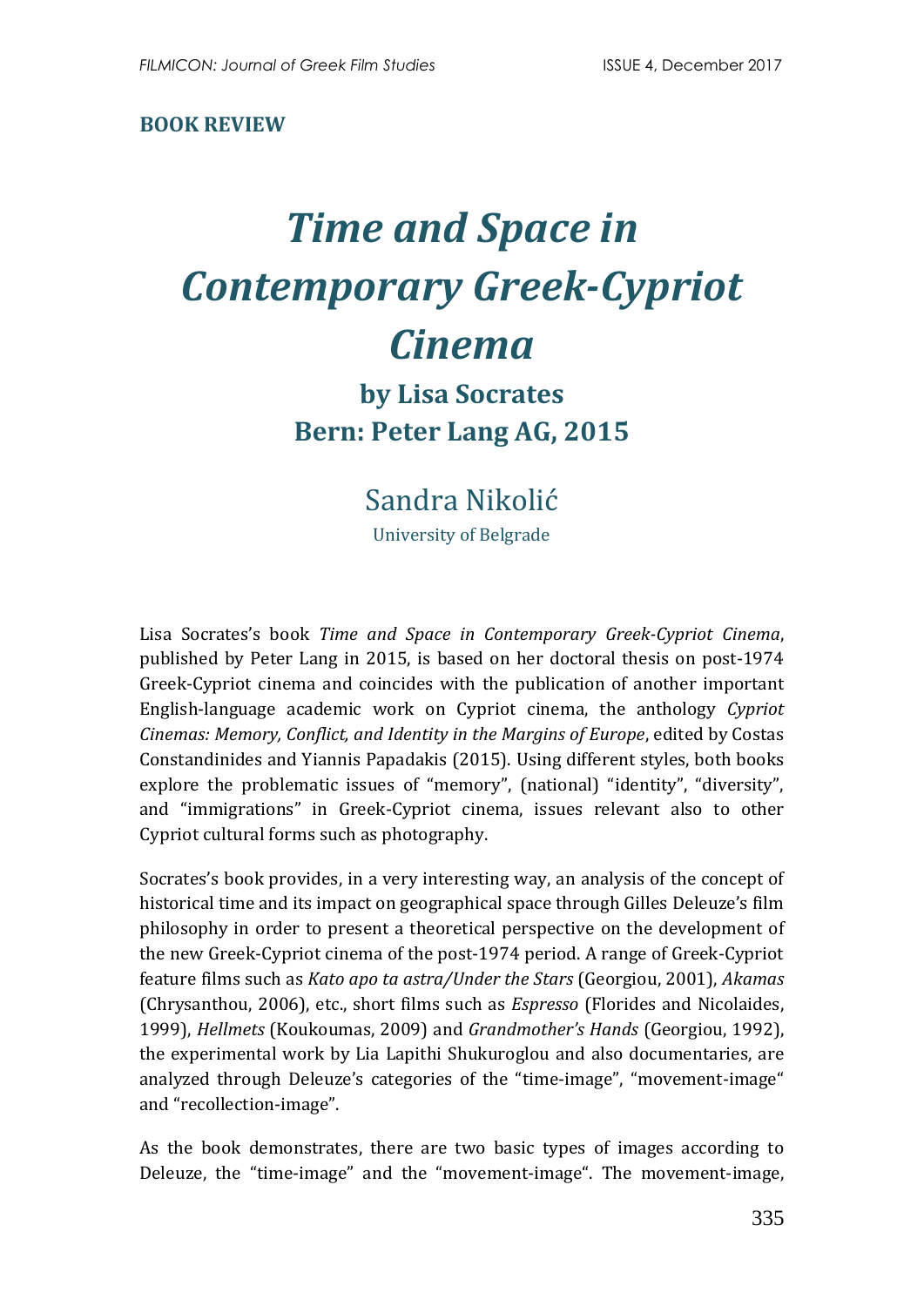**BOOK REVIEW**

# *Time and Space in Contemporary Greek-Cypriot Cinema*

## by Lisa Socrates
## Bern: Peter Lang AG, 2015

Sandra Nikolić

University of Belgrade

Lisa Socrates's book *Time and Space in Contemporary Greek-Cypriot Cinema*, published by Peter Lang in 2015, is based on her doctoral thesis on post-1974 Greek-Cypriot cinema and coincides with the publication of another important English-language academic work on Cypriot cinema, the anthology *Cypriot Cinemas: Memory, Conflict, and Identity in the Margins of Europe*, edited by Costas Constandinides and Yiannis Papadakis (2015). Using different styles, both books explore the problematic issues of "memory", (national) "identity", "diversity", and "immigrations" in Greek-Cypriot cinema, issues relevant also to other Cypriot cultural forms such as photography.

Socrates's book provides, in a very interesting way, an analysis of the concept of historical time and its impact on geographical space through Gilles Deleuze's film philosophy in order to present a theoretical perspective on the development of the new Greek-Cypriot cinema of the post-1974 period. A range of Greek-Cypriot feature films such as *Kato apo ta astra/Under the Stars* (Georgiou, 2001), *Akamas* (Chrysanthou, 2006), etc., short films such as *Espresso* (Florides and Nicolaides, 1999), *Hellmets* (Koukoumas, 2009) and *Grandmother's Hands* (Georgiou, 1992), the experimental work by Lia Lapithi Shukuroglou and also documentaries, are analyzed through Deleuze's categories of the "time-image", "movement-image" and "recollection-image".

As the book demonstrates, there are two basic types of images according to Deleuze, the "time-image" and the "movement-image". The movement-image,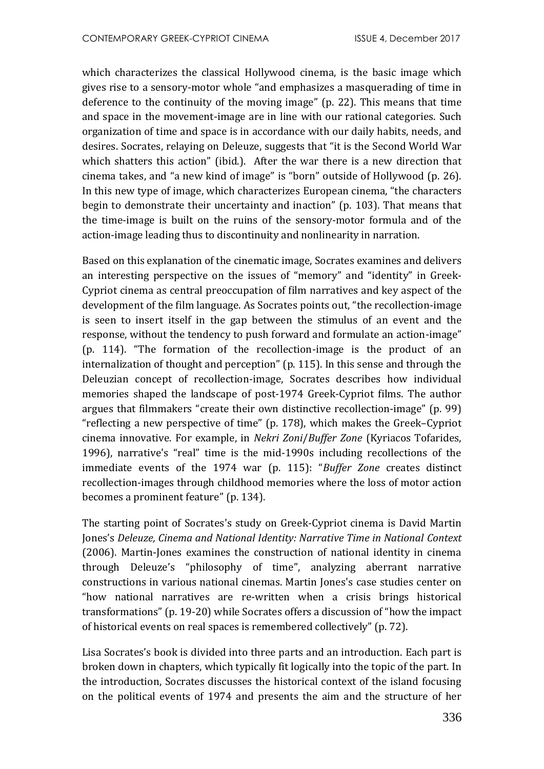which characterizes the classical Hollywood cinema, is the basic image which gives rise to a sensory-motor whole "and emphasizes a masquerading of time in deference to the continuity of the moving image" (p. 22). This means that time and space in the movement-image are in line with our rational categories. Such organization of time and space is in accordance with our daily habits, needs, and desires. Socrates, relaying on Deleuze, suggests that "it is the Second World War which shatters this action" (ibid.). After the war there is a new direction that cinema takes, and "a new kind of image" is "born" outside of Hollywood (p. 26). In this new type of image, which characterizes European cinema, "the characters begin to demonstrate their uncertainty and inaction" (p. 103). That means that the time-image is built on the ruins of the sensory-motor formula and of the action-image leading thus to discontinuity and nonlinearity in narration.

Based on this explanation of the cinematic image, Socrates examines and delivers an interesting perspective on the issues of "memory" and "identity" in Greek-Cypriot cinema as central preoccupation of film narratives and key aspect of the development of the film language. As Socrates points out, "the recollection-image is seen to insert itself in the gap between the stimulus of an event and the response, without the tendency to push forward and formulate an action-image" (p. 114). "The formation of the recollection-image is the product of an internalization of thought and perception" (p. 115). In this sense and through the Deleuzian concept of recollection-image, Socrates describes how individual memories shaped the landscape of post-1974 Greek-Cypriot films. The author argues that filmmakers "create their own distinctive recollection-image" (p. 99) "reflecting a new perspective of time" (p. 178), which makes the Greek–Cypriot cinema innovative. For example, in *Nekri Zoni*/*Buffer Zone* (Kyriacos Tofarides, 1996), narrative's "real" time is the mid-1990s including recollections of the immediate events of the 1974 war (p. 115): "*Buffer Zone* creates distinct recollection-images through childhood memories where the loss of motor action becomes a prominent feature" (p. 134).

The starting point of Socrates's study on Greek-Cypriot cinema is David Martin Jones's *Deleuze, Cinema and National Identity: Narrative Time in National Context* (2006). Martin-Jones examines the construction of national identity in cinema through Deleuze's "philosophy of time", analyzing aberrant narrative constructions in various national cinemas. Martin Jones's case studies center on "how national narratives are re-written when a crisis brings historical transformations" (p. 19-20) while Socrates offers a discussion of "how the impact of historical events on real spaces is remembered collectively" (p. 72).

Lisa Socrates's book is divided into three parts and an introduction. Each part is broken down in chapters, which typically fit logically into the topic of the part. In the introduction, Socrates discusses the historical context of the island focusing on the political events of 1974 and presents the aim and the structure of her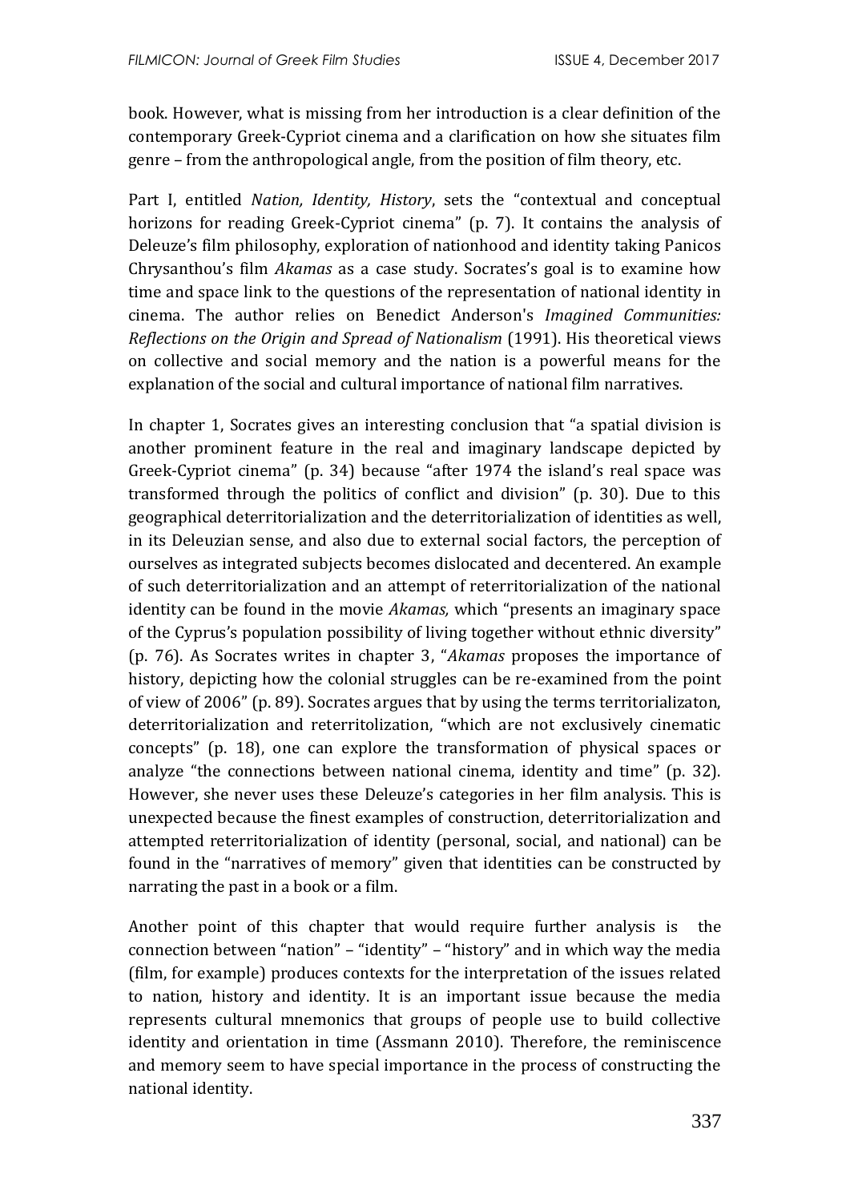book. However, what is missing from her introduction is a clear definition of the contemporary Greek-Cypriot cinema and a clarification on how she situates film genre – from the anthropological angle, from the position of film theory, etc.

Part I, entitled *Nation, Identity, History*, sets the "contextual and conceptual horizons for reading Greek-Cypriot cinema" (p. 7). It contains the analysis of Deleuze's film philosophy, exploration of nationhood and identity taking Panicos Chrysanthou's film *Akamas* as a case study. Socrates's goal is to examine how time and space link to the questions of the representation of national identity in cinema. The author relies on Benedict Anderson's *Imagined Communities: Reflections on the Origin and Spread of Nationalism* (1991). His theoretical views on collective and social memory and the nation is a powerful means for the explanation of the social and cultural importance of national film narratives.

In chapter 1, Socrates gives an interesting conclusion that "a spatial division is another prominent feature in the real and imaginary landscape depicted by Greek-Cypriot cinema" (p. 34) because "after 1974 the island's real space was transformed through the politics of conflict and division" (p. 30). Due to this geographical deterritorialization and the deterritorialization of identities as well, in its Deleuzian sense, and also due to external social factors, the perception of ourselves as integrated subjects becomes dislocated and decentered. An example of such deterritorialization and an attempt of reterritorialization of the national identity can be found in the movie *Akamas,* which "presents an imaginary space of the Cyprus's population possibility of living together without ethnic diversity" (p. 76). As Socrates writes in chapter 3, "*Akamas* proposes the importance of history, depicting how the colonial struggles can be re-examined from the point of view of 2006" (p. 89). Socrates argues that by using the terms territorializaton, deterritorialization and reterritolization, "which are not exclusively cinematic concepts" (p. 18), one can explore the transformation of physical spaces or analyze "the connections between national cinema, identity and time" (p. 32). However, she never uses these Deleuze's categories in her film analysis. This is unexpected because the finest examples of construction, deterritorialization and attempted reterritorialization of identity (personal, social, and national) can be found in the "narratives of memory" given that identities can be constructed by narrating the past in a book or a film.

Another point of this chapter that would require further analysis is the connection between "nation" – "identity" – "history" and in which way the media (film, for example) produces contexts for the interpretation of the issues related to nation, history and identity. It is an important issue because the media represents cultural mnemonics that groups of people use to build collective identity and orientation in time (Assmann 2010). Therefore, the reminiscence and memory seem to have special importance in the process of constructing the national identity.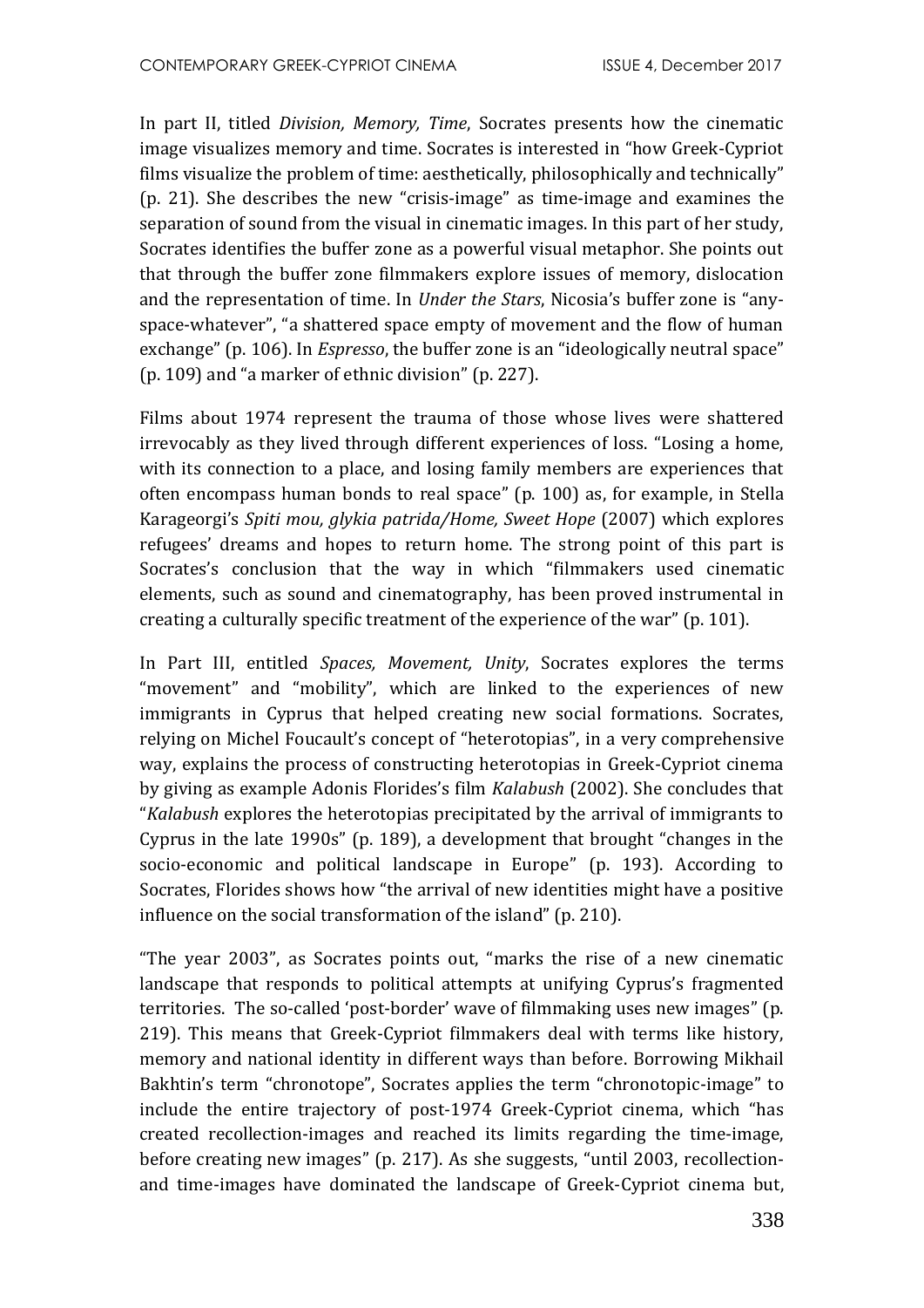In part II, titled *Division, Memory, Time*, Socrates presents how the cinematic image visualizes memory and time. Socrates is interested in "how Greek-Cypriot films visualize the problem of time: aesthetically, philosophically and technically" (p. 21). She describes the new "crisis-image" as time-image and examines the separation of sound from the visual in cinematic images. In this part of her study, Socrates identifies the buffer zone as a powerful visual metaphor. She points out that through the buffer zone filmmakers explore issues of memory, dislocation and the representation of time. In *Under the Stars*, Nicosia's buffer zone is "any-space-whatever", "a shattered space empty of movement and the flow of human exchange" (p. 106). In *Espresso*, the buffer zone is an "ideologically neutral space" (p. 109) and "a marker of ethnic division" (p. 227).

Films about 1974 represent the trauma of those whose lives were shattered irrevocably as they lived through different experiences of loss. "Losing a home, with its connection to a place, and losing family members are experiences that often encompass human bonds to real space" (p. 100) as, for example, in Stella Karageorgi's *Spiti mou, glykia patrida/Home, Sweet Hope* (2007) which explores refugees' dreams and hopes to return home. The strong point of this part is Socrates's conclusion that the way in which "filmmakers used cinematic elements, such as sound and cinematography, has been proved instrumental in creating a culturally specific treatment of the experience of the war" (p. 101).

In Part III, entitled *Spaces, Movement, Unity*, Socrates explores the terms "movement" and "mobility", which are linked to the experiences of new immigrants in Cyprus that helped creating new social formations. Socrates, relying on Michel Foucault's concept of "heterotopias", in a very comprehensive way, explains the process of constructing heterotopias in Greek-Cypriot cinema by giving as example Adonis Florides's film *Kalabush* (2002). She concludes that "*Kalabush* explores the heterotopias precipitated by the arrival of immigrants to Cyprus in the late 1990s" (p. 189), a development that brought "changes in the socio-economic and political landscape in Europe" (p. 193). According to Socrates, Florides shows how "the arrival of new identities might have a positive influence on the social transformation of the island" (p. 210).

"The year 2003", as Socrates points out, "marks the rise of a new cinematic landscape that responds to political attempts at unifying Cyprus's fragmented territories. The so-called 'post-border' wave of filmmaking uses new images" (p. 219). This means that Greek-Cypriot filmmakers deal with terms like history, memory and national identity in different ways than before. Borrowing Mikhail Bakhtin's term "chronotope", Socrates applies the term "chronotopic-image" to include the entire trajectory of post-1974 Greek-Cypriot cinema, which "has created recollection-images and reached its limits regarding the time-image, before creating new images" (p. 217). As she suggests, "until 2003, recollection- and time-images have dominated the landscape of Greek-Cypriot cinema but,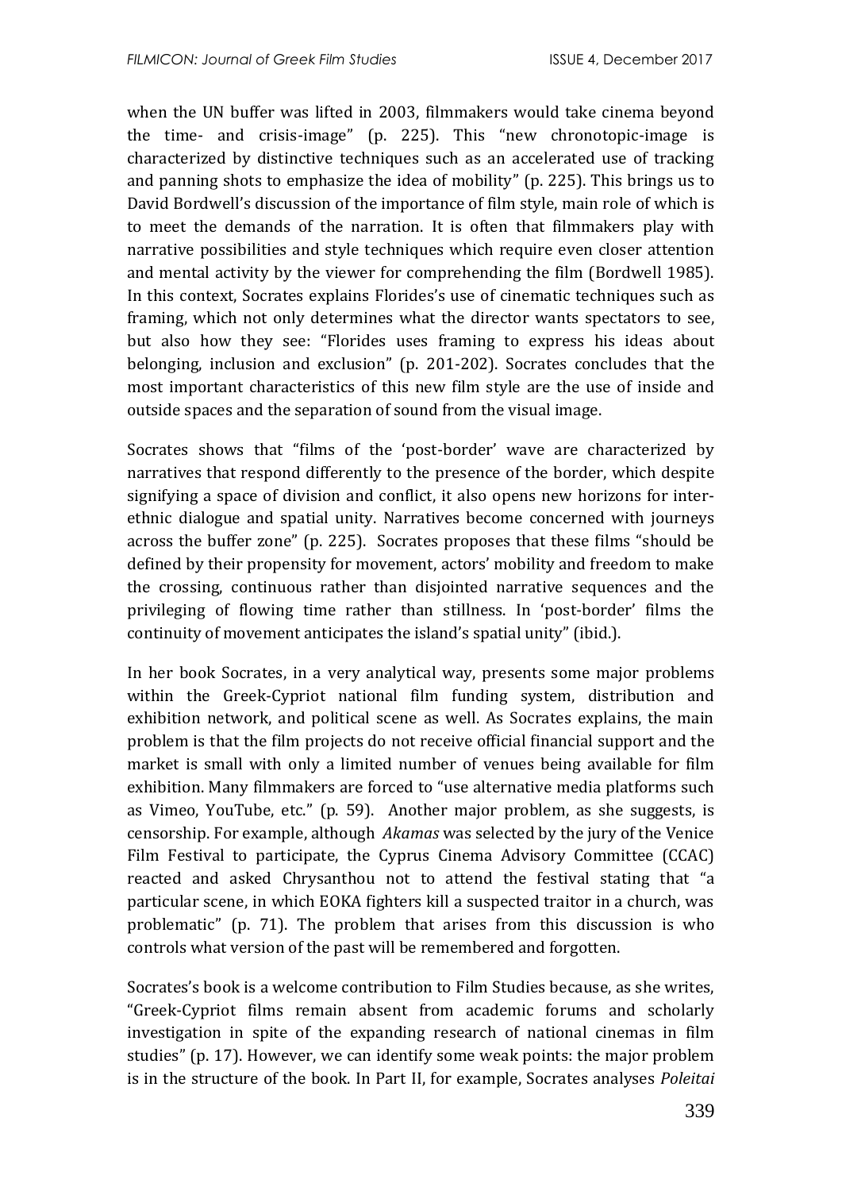when the UN buffer was lifted in 2003, filmmakers would take cinema beyond the time- and crisis-image" (p. 225). This "new chronotopic-image is characterized by distinctive techniques such as an accelerated use of tracking and panning shots to emphasize the idea of mobility" (p. 225). This brings us to David Bordwell's discussion of the importance of film style, main role of which is to meet the demands of the narration. It is often that filmmakers play with narrative possibilities and style techniques which require even closer attention and mental activity by the viewer for comprehending the film (Bordwell 1985). In this context, Socrates explains Florides's use of cinematic techniques such as framing, which not only determines what the director wants spectators to see, but also how they see: "Florides uses framing to express his ideas about belonging, inclusion and exclusion" (p. 201-202). Socrates concludes that the most important characteristics of this new film style are the use of inside and outside spaces and the separation of sound from the visual image.

Socrates shows that "films of the 'post-border' wave are characterized by narratives that respond differently to the presence of the border, which despite signifying a space of division and conflict, it also opens new horizons for inter-ethnic dialogue and spatial unity. Narratives become concerned with journeys across the buffer zone" (p. 225). Socrates proposes that these films "should be defined by their propensity for movement, actors' mobility and freedom to make the crossing, continuous rather than disjointed narrative sequences and the privileging of flowing time rather than stillness. In 'post-border' films the continuity of movement anticipates the island's spatial unity" (ibid.).

In her book Socrates, in a very analytical way, presents some major problems within the Greek-Cypriot national film funding system, distribution and exhibition network, and political scene as well. As Socrates explains, the main problem is that the film projects do not receive official financial support and the market is small with only a limited number of venues being available for film exhibition. Many filmmakers are forced to "use alternative media platforms such as Vimeo, YouTube, etc." (p. 59). Another major problem, as she suggests, is censorship. For example, although *Akamas* was selected by the jury of the Venice Film Festival to participate, the Cyprus Cinema Advisory Committee (CCAC) reacted and asked Chrysanthou not to attend the festival stating that "a particular scene, in which EOKA fighters kill a suspected traitor in a church, was problematic" (p. 71). The problem that arises from this discussion is who controls what version of the past will be remembered and forgotten.

Socrates's book is a welcome contribution to Film Studies because, as she writes, "Greek-Cypriot films remain absent from academic forums and scholarly investigation in spite of the expanding research of national cinemas in film studies" (p. 17). However, we can identify some weak points: the major problem is in the structure of the book. In Part II, for example, Socrates analyses *Poleitai*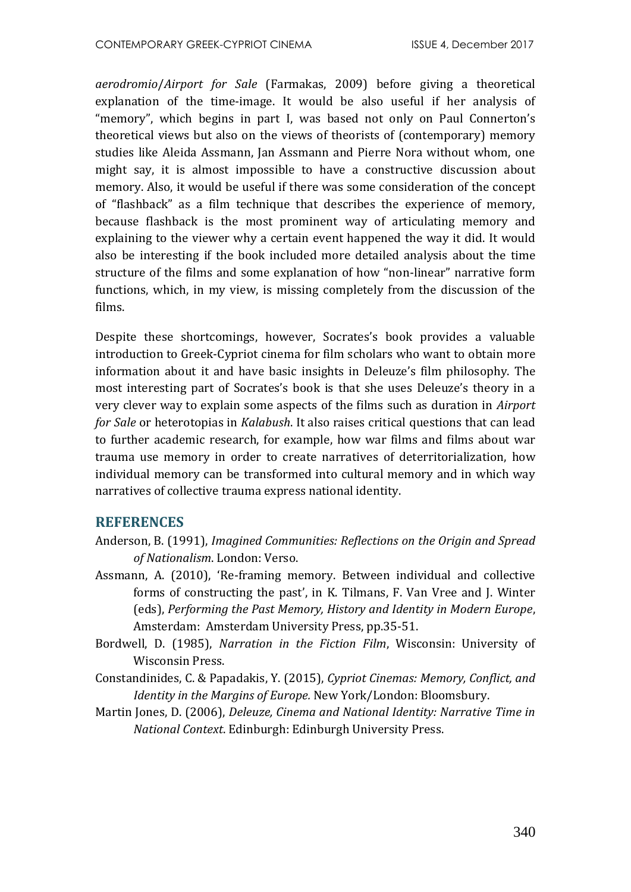*aerodromio*/*Airport for Sale* (Farmakas, 2009) before giving a theoretical explanation of the time-image. It would be also useful if her analysis of "memory", which begins in part I, was based not only on Paul Connerton's theoretical views but also on the views of theorists of (contemporary) memory studies like Aleida Assmann, Jan Assmann and Pierre Nora without whom, one might say, it is almost impossible to have a constructive discussion about memory. Also, it would be useful if there was some consideration of the concept of "flashback" as a film technique that describes the experience of memory, because flashback is the most prominent way of articulating memory and explaining to the viewer why a certain event happened the way it did. It would also be interesting if the book included more detailed analysis about the time structure of the films and some explanation of how "non-linear" narrative form functions, which, in my view, is missing completely from the discussion of the films.

Despite these shortcomings, however, Socrates's book provides a valuable introduction to Greek-Cypriot cinema for film scholars who want to obtain more information about it and have basic insights in Deleuze's film philosophy. The most interesting part of Socrates's book is that she uses Deleuze's theory in a very clever way to explain some aspects of the films such as duration in *Airport for Sale* or heterotopias in *Kalabush*. It also raises critical questions that can lead to further academic research, for example, how war films and films about war trauma use memory in order to create narratives of deterritorialization, how individual memory can be transformed into cultural memory and in which way narratives of collective trauma express national identity.

## REFERENCES

Anderson, B. (1991), *Imagined Communities: Reflections on the Origin and Spread of Nationalism*. London: Verso.

Assmann, A. (2010), 'Re-framing memory. Between individual and collective forms of constructing the past', in K. Tilmans, F. Van Vree and J. Winter (eds), *Performing the Past Memory, History and Identity in Modern Europe*, Amsterdam: Amsterdam University Press, pp.35-51.

Bordwell, D. (1985), *Narration in the Fiction Film*, Wisconsin: University of Wisconsin Press.

Constandinides, C. & Papadakis, Y. (2015), *Cypriot Cinemas: Memory, Conflict, and Identity in the Margins of Europe.* New York/London: Bloomsbury.

Martin Jones, D. (2006), *Deleuze, Cinema and National Identity: Narrative Time in National Context*. Edinburgh: Edinburgh University Press.